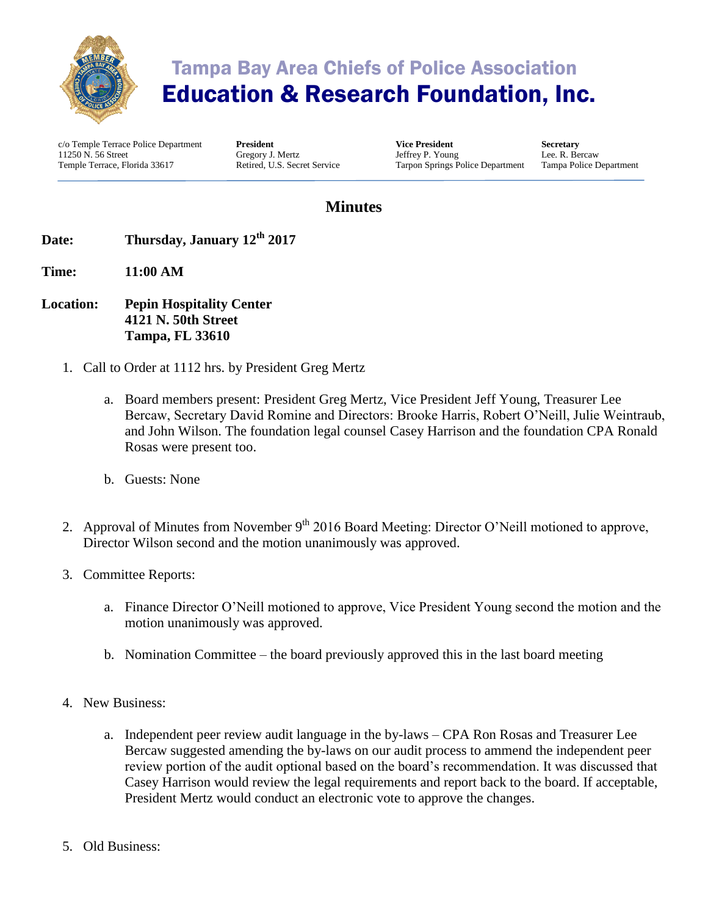# Tampa Bay Area Chiefs of Police Association
# Education & Research Foundation, Inc.

c/o Temple Terrace Police Department
11250 N. 56 Street
Temple Terrace, Florida 33617

**President**
Gregory J. Mertz
Retired, U.S. Secret Service

**Vice President**
Jeffrey P. Young
Tarpon Springs Police Department

**Secretary**
Lee. R. Bercaw
Tampa Police Department

## Minutes

**Date:** **Thursday, January 12th 2017**

**Time:** **11:00 AM**

**Location:** **Pepin Hospitality Center**
**4121 N. 50th Street**
**Tampa, FL 33610**

1. Call to Order at 1112 hrs. by President Greg Mertz

    a. Board members present: President Greg Mertz, Vice President Jeff Young, Treasurer Lee Bercaw, Secretary David Romine and Directors: Brooke Harris, Robert O'Neill, Julie Weintraub, and John Wilson. The foundation legal counsel Casey Harrison and the foundation CPA Ronald Rosas were present too.

    b. Guests: None

2. Approval of Minutes from November 9th 2016 Board Meeting: Director O'Neill motioned to approve, Director Wilson second and the motion unanimously was approved.

3. Committee Reports:

    a. Finance Director O'Neill motioned to approve, Vice President Young second the motion and the motion unanimously was approved.

    b. Nomination Committee – the board previously approved this in the last board meeting

4. New Business:

    a. Independent peer review audit language in the by-laws – CPA Ron Rosas and Treasurer Lee Bercaw suggested amending the by-laws on our audit process to ammend the independent peer review portion of the audit optional based on the board's recommendation. It was discussed that Casey Harrison would review the legal requirements and report back to the board. If acceptable, President Mertz would conduct an electronic vote to approve the changes.

5. Old Business: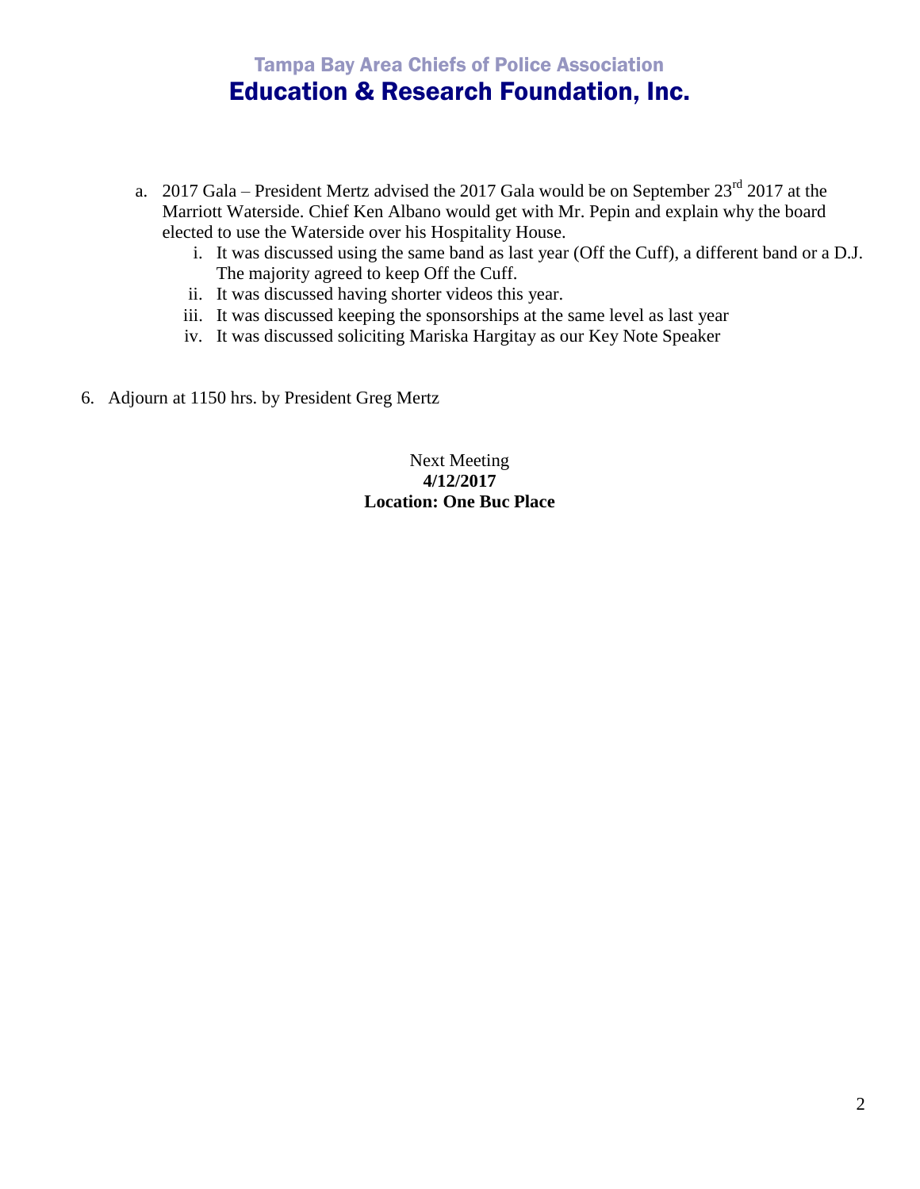a. 2017 Gala – President Mertz advised the 2017 Gala would be on September 23rd 2017 at the Marriott Waterside. Chief Ken Albano would get with Mr. Pepin and explain why the board elected to use the Waterside over his Hospitality House.
   i. It was discussed using the same band as last year (Off the Cuff), a different band or a D.J. The majority agreed to keep Off the Cuff.
   ii. It was discussed having shorter videos this year.
   iii. It was discussed keeping the sponsorships at the same level as last year
   iv. It was discussed soliciting Mariska Hargitay as our Key Note Speaker

6. Adjourn at 1150 hrs. by President Greg Mertz

Next Meeting
**4/12/2017**
**Location: One Buc Place**